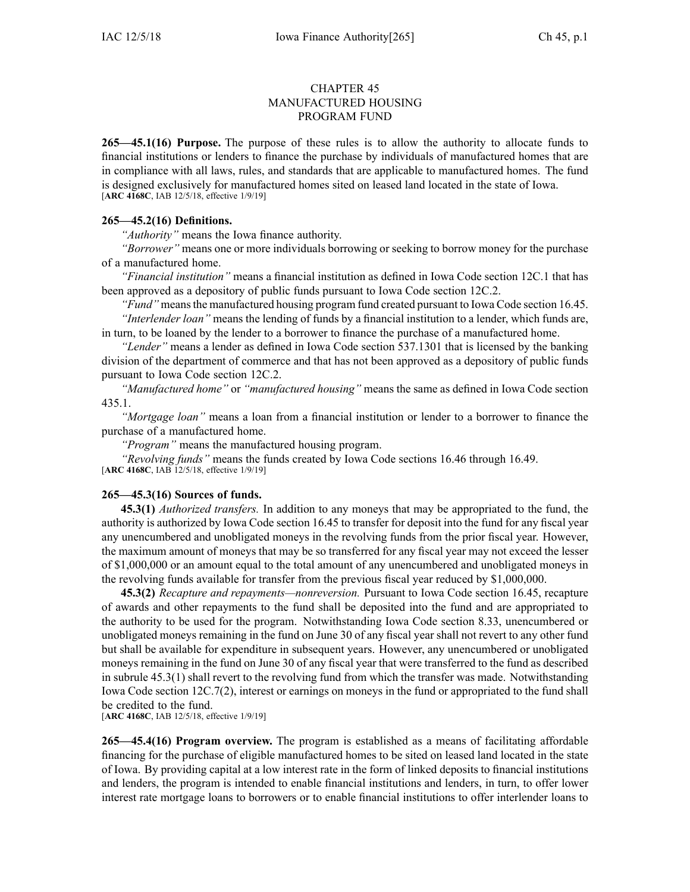# CHAPTER 45
# MANUFACTURED HOUSING PROGRAM FUND

**265—45.1(16) Purpose.** The purpose of these rules is to allow the authority to allocate funds to financial institutions or lenders to finance the purchase by individuals of manufactured homes that are in compliance with all laws, rules, and standards that are applicable to manufactured homes. The fund is designed exclusively for manufactured homes sited on leased land located in the state of Iowa.
[**ARC 4168C**, IAB 12/5/18, effective 1/9/19]

**265—45.2(16) Definitions.**

*"Authority"* means the Iowa finance authority.

*"Borrower"* means one or more individuals borrowing or seeking to borrow money for the purchase of a manufactured home.

*"Financial institution"* means a financial institution as defined in Iowa Code section 12C.1 that has been approved as a depository of public funds pursuant to Iowa Code section 12C.2.

*"Fund"* means the manufactured housing program fund created pursuant to Iowa Code section 16.45.

*"Interlender loan"* means the lending of funds by a financial institution to a lender, which funds are, in turn, to be loaned by the lender to a borrower to finance the purchase of a manufactured home.

*"Lender"* means a lender as defined in Iowa Code section 537.1301 that is licensed by the banking division of the department of commerce and that has not been approved as a depository of public funds pursuant to Iowa Code section 12C.2.

*"Manufactured home"* or *"manufactured housing"* means the same as defined in Iowa Code section 435.1.

*"Mortgage loan"* means a loan from a financial institution or lender to a borrower to finance the purchase of a manufactured home.

*"Program"* means the manufactured housing program.

*"Revolving funds"* means the funds created by Iowa Code sections 16.46 through 16.49.
[**ARC 4168C**, IAB 12/5/18, effective 1/9/19]

**265—45.3(16) Sources of funds.**

**45.3(1)** *Authorized transfers.* In addition to any moneys that may be appropriated to the fund, the authority is authorized by Iowa Code section 16.45 to transfer for deposit into the fund for any fiscal year any unencumbered and unobligated moneys in the revolving funds from the prior fiscal year. However, the maximum amount of moneys that may be so transferred for any fiscal year may not exceed the lesser of $1,000,000 or an amount equal to the total amount of any unencumbered and unobligated moneys in the revolving funds available for transfer from the previous fiscal year reduced by $1,000,000.

**45.3(2)** *Recapture and repayments—nonreversion.* Pursuant to Iowa Code section 16.45, recapture of awards and other repayments to the fund shall be deposited into the fund and are appropriated to the authority to be used for the program. Notwithstanding Iowa Code section 8.33, unencumbered or unobligated moneys remaining in the fund on June 30 of any fiscal year shall not revert to any other fund but shall be available for expenditure in subsequent years. However, any unencumbered or unobligated moneys remaining in the fund on June 30 of any fiscal year that were transferred to the fund as described in subrule 45.3(1) shall revert to the revolving fund from which the transfer was made. Notwithstanding Iowa Code section 12C.7(2), interest or earnings on moneys in the fund or appropriated to the fund shall be credited to the fund.
[**ARC 4168C**, IAB 12/5/18, effective 1/9/19]

**265—45.4(16) Program overview.** The program is established as a means of facilitating affordable financing for the purchase of eligible manufactured homes to be sited on leased land located in the state of Iowa. By providing capital at a low interest rate in the form of linked deposits to financial institutions and lenders, the program is intended to enable financial institutions and lenders, in turn, to offer lower interest rate mortgage loans to borrowers or to enable financial institutions to offer interlender loans to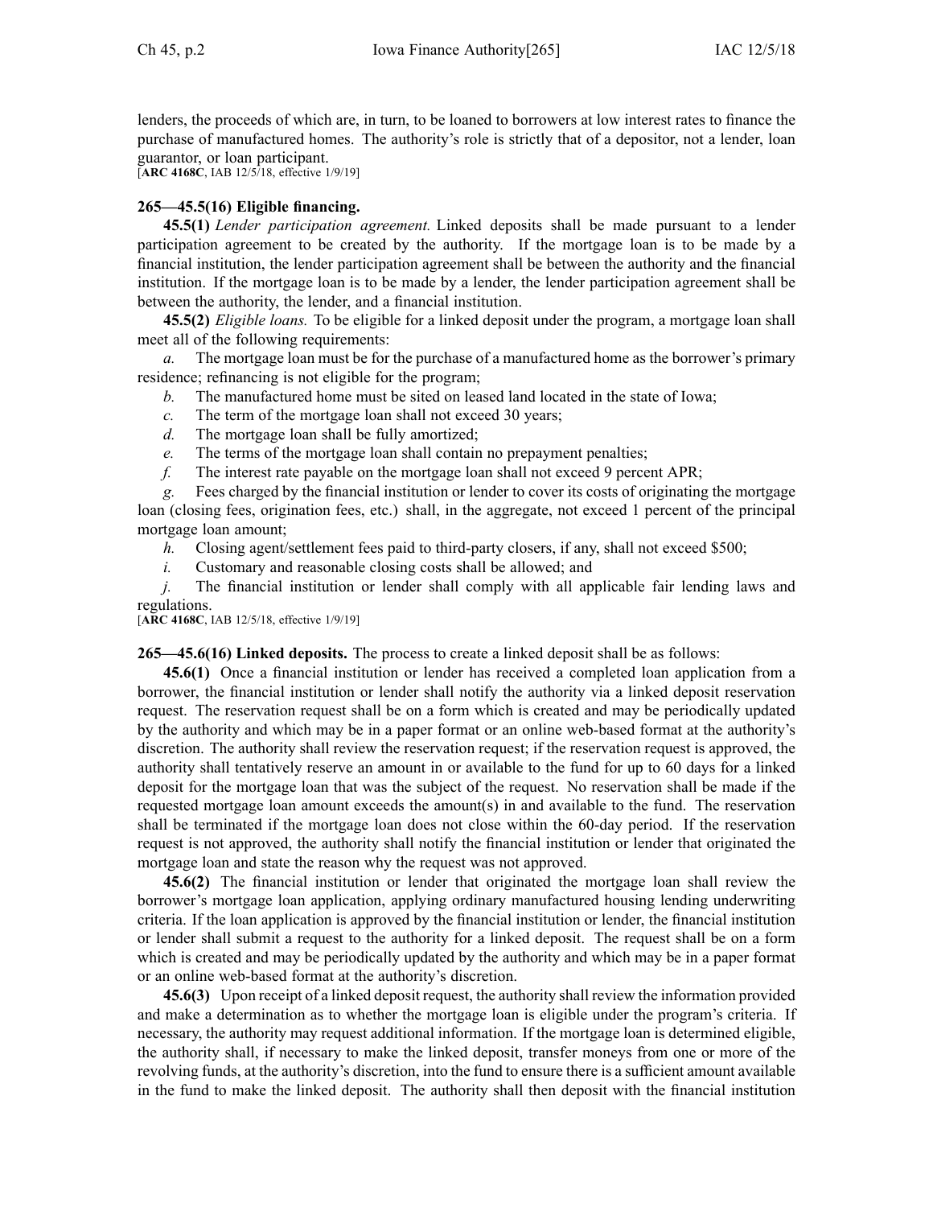lenders, the proceeds of which are, in turn, to be loaned to borrowers at low interest rates to finance the purchase of manufactured homes. The authority's role is strictly that of a depositor, not a lender, loan guarantor, or loan participant.
[**ARC 4168C**, IAB 12/5/18, effective 1/9/19]

**265—45.5(16) Eligible financing.**

**45.5(1)** *Lender participation agreement.* Linked deposits shall be made pursuant to a lender participation agreement to be created by the authority. If the mortgage loan is to be made by a financial institution, the lender participation agreement shall be between the authority and the financial institution. If the mortgage loan is to be made by a lender, the lender participation agreement shall be between the authority, the lender, and a financial institution.

**45.5(2)** *Eligible loans.* To be eligible for a linked deposit under the program, a mortgage loan shall meet all of the following requirements:

*a.* The mortgage loan must be for the purchase of a manufactured home as the borrower's primary residence; refinancing is not eligible for the program;

*b.* The manufactured home must be sited on leased land located in the state of Iowa;

*c.* The term of the mortgage loan shall not exceed 30 years;

*d.* The mortgage loan shall be fully amortized;

*e.* The terms of the mortgage loan shall contain no prepayment penalties;

*f.* The interest rate payable on the mortgage loan shall not exceed 9 percent APR;

*g.* Fees charged by the financial institution or lender to cover its costs of originating the mortgage loan (closing fees, origination fees, etc.) shall, in the aggregate, not exceed 1 percent of the principal mortgage loan amount;

*h.* Closing agent/settlement fees paid to third-party closers, if any, shall not exceed $500;

*i.* Customary and reasonable closing costs shall be allowed; and

*j.* The financial institution or lender shall comply with all applicable fair lending laws and regulations.
[**ARC 4168C**, IAB 12/5/18, effective 1/9/19]

**265—45.6(16) Linked deposits.** The process to create a linked deposit shall be as follows:

**45.6(1)** Once a financial institution or lender has received a completed loan application from a borrower, the financial institution or lender shall notify the authority via a linked deposit reservation request. The reservation request shall be on a form which is created and may be periodically updated by the authority and which may be in a paper format or an online web-based format at the authority's discretion. The authority shall review the reservation request; if the reservation request is approved, the authority shall tentatively reserve an amount in or available to the fund for up to 60 days for a linked deposit for the mortgage loan that was the subject of the request. No reservation shall be made if the requested mortgage loan amount exceeds the amount(s) in and available to the fund. The reservation shall be terminated if the mortgage loan does not close within the 60-day period. If the reservation request is not approved, the authority shall notify the financial institution or lender that originated the mortgage loan and state the reason why the request was not approved.

**45.6(2)** The financial institution or lender that originated the mortgage loan shall review the borrower's mortgage loan application, applying ordinary manufactured housing lending underwriting criteria. If the loan application is approved by the financial institution or lender, the financial institution or lender shall submit a request to the authority for a linked deposit. The request shall be on a form which is created and may be periodically updated by the authority and which may be in a paper format or an online web-based format at the authority's discretion.

**45.6(3)** Upon receipt of a linked deposit request, the authority shall review the information provided and make a determination as to whether the mortgage loan is eligible under the program's criteria. If necessary, the authority may request additional information. If the mortgage loan is determined eligible, the authority shall, if necessary to make the linked deposit, transfer moneys from one or more of the revolving funds, at the authority's discretion, into the fund to ensure there is a sufficient amount available in the fund to make the linked deposit. The authority shall then deposit with the financial institution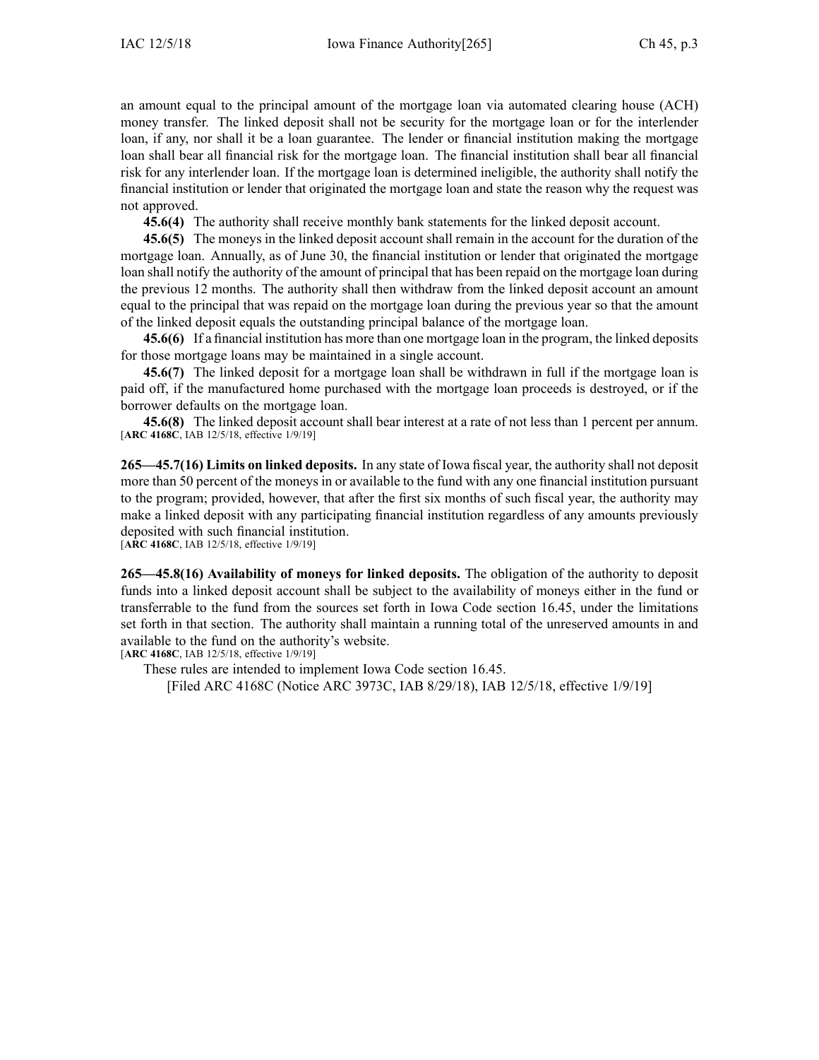an amount equal to the principal amount of the mortgage loan via automated clearing house (ACH) money transfer. The linked deposit shall not be security for the mortgage loan or for the interlender loan, if any, nor shall it be a loan guarantee. The lender or financial institution making the mortgage loan shall bear all financial risk for the mortgage loan. The financial institution shall bear all financial risk for any interlender loan. If the mortgage loan is determined ineligible, the authority shall notify the financial institution or lender that originated the mortgage loan and state the reason why the request was not approved.

**45.6(4)** The authority shall receive monthly bank statements for the linked deposit account.

**45.6(5)** The moneys in the linked deposit account shall remain in the account for the duration of the mortgage loan. Annually, as of June 30, the financial institution or lender that originated the mortgage loan shall notify the authority of the amount of principal that has been repaid on the mortgage loan during the previous 12 months. The authority shall then withdraw from the linked deposit account an amount equal to the principal that was repaid on the mortgage loan during the previous year so that the amount of the linked deposit equals the outstanding principal balance of the mortgage loan.

**45.6(6)** If a financial institution has more than one mortgage loan in the program, the linked deposits for those mortgage loans may be maintained in a single account.

**45.6(7)** The linked deposit for a mortgage loan shall be withdrawn in full if the mortgage loan is paid off, if the manufactured home purchased with the mortgage loan proceeds is destroyed, or if the borrower defaults on the mortgage loan.

**45.6(8)** The linked deposit account shall bear interest at a rate of not less than 1 percent per annum.
[**ARC 4168C**, IAB 12/5/18, effective 1/9/19]

**265—45.7(16) Limits on linked deposits.** In any state of Iowa fiscal year, the authority shall not deposit more than 50 percent of the moneys in or available to the fund with any one financial institution pursuant to the program; provided, however, that after the first six months of such fiscal year, the authority may make a linked deposit with any participating financial institution regardless of any amounts previously deposited with such financial institution.
[**ARC 4168C**, IAB 12/5/18, effective 1/9/19]

**265—45.8(16) Availability of moneys for linked deposits.** The obligation of the authority to deposit funds into a linked deposit account shall be subject to the availability of moneys either in the fund or transferrable to the fund from the sources set forth in Iowa Code section 16.45, under the limitations set forth in that section. The authority shall maintain a running total of the unreserved amounts in and available to the fund on the authority's website.
[**ARC 4168C**, IAB 12/5/18, effective 1/9/19]

These rules are intended to implement Iowa Code section 16.45.

[Filed ARC 4168C (Notice ARC 3973C, IAB 8/29/18), IAB 12/5/18, effective 1/9/19]